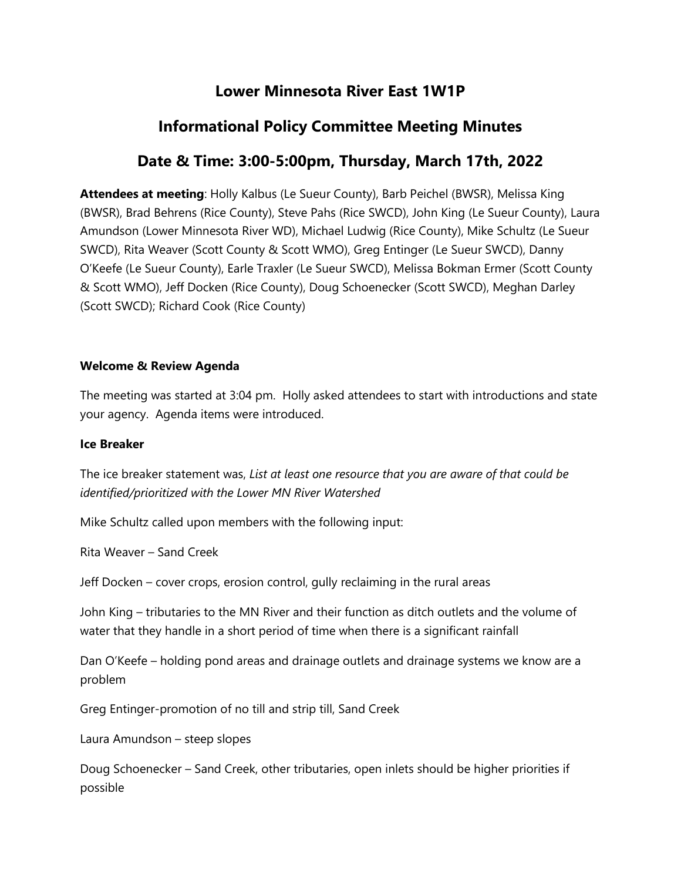# Lower Minnesota River East 1W1P

# Informational Policy Committee Meeting Minutes

# Date & Time: 3:00-5:00pm, Thursday, March 17th, 2022

**Attendees at meeting**: Holly Kalbus (Le Sueur County), Barb Peichel (BWSR), Melissa King (BWSR), Brad Behrens (Rice County), Steve Pahs (Rice SWCD), John King (Le Sueur County), Laura Amundson (Lower Minnesota River WD), Michael Ludwig (Rice County), Mike Schultz (Le Sueur SWCD), Rita Weaver (Scott County & Scott WMO), Greg Entinger (Le Sueur SWCD), Danny O'Keefe (Le Sueur County), Earle Traxler (Le Sueur SWCD), Melissa Bokman Ermer (Scott County & Scott WMO), Jeff Docken (Rice County), Doug Schoenecker (Scott SWCD), Meghan Darley (Scott SWCD); Richard Cook (Rice County)

**Welcome & Review Agenda**

The meeting was started at 3:04 pm. Holly asked attendees to start with introductions and state your agency. Agenda items were introduced.

**Ice Breaker**

The ice breaker statement was, *List at least one resource that you are aware of that could be identified/prioritized with the Lower MN River Watershed*

Mike Schultz called upon members with the following input:

Rita Weaver – Sand Creek

Jeff Docken – cover crops, erosion control, gully reclaiming in the rural areas

John King – tributaries to the MN River and their function as ditch outlets and the volume of water that they handle in a short period of time when there is a significant rainfall

Dan O'Keefe – holding pond areas and drainage outlets and drainage systems we know are a problem

Greg Entinger-promotion of no till and strip till, Sand Creek

Laura Amundson – steep slopes

Doug Schoenecker – Sand Creek, other tributaries, open inlets should be higher priorities if possible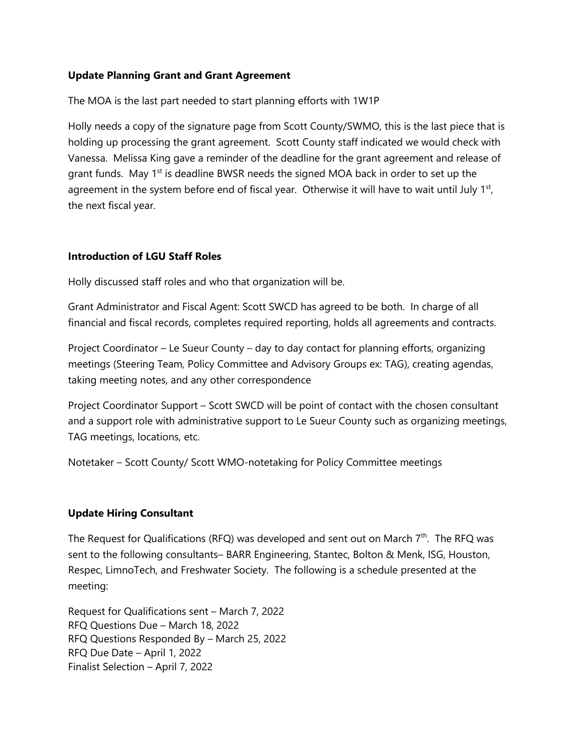**Update Planning Grant and Grant Agreement**

The MOA is the last part needed to start planning efforts with 1W1P

Holly needs a copy of the signature page from Scott County/SWMO, this is the last piece that is holding up processing the grant agreement. Scott County staff indicated we would check with Vanessa. Melissa King gave a reminder of the deadline for the grant agreement and release of grant funds. May 1st is deadline BWSR needs the signed MOA back in order to set up the agreement in the system before end of fiscal year. Otherwise it will have to wait until July 1st, the next fiscal year.

**Introduction of LGU Staff Roles**

Holly discussed staff roles and who that organization will be.

Grant Administrator and Fiscal Agent: Scott SWCD has agreed to be both. In charge of all financial and fiscal records, completes required reporting, holds all agreements and contracts.

Project Coordinator – Le Sueur County – day to day contact for planning efforts, organizing meetings (Steering Team, Policy Committee and Advisory Groups ex: TAG), creating agendas, taking meeting notes, and any other correspondence

Project Coordinator Support – Scott SWCD will be point of contact with the chosen consultant and a support role with administrative support to Le Sueur County such as organizing meetings, TAG meetings, locations, etc.

Notetaker – Scott County/ Scott WMO-notetaking for Policy Committee meetings

**Update Hiring Consultant**

The Request for Qualifications (RFQ) was developed and sent out on March 7th. The RFQ was sent to the following consultants– BARR Engineering, Stantec, Bolton & Menk, ISG, Houston, Respec, LimnoTech, and Freshwater Society. The following is a schedule presented at the meeting:

Request for Qualifications sent – March 7, 2022
RFQ Questions Due – March 18, 2022
RFQ Questions Responded By – March 25, 2022
RFQ Due Date – April 1, 2022
Finalist Selection – April 7, 2022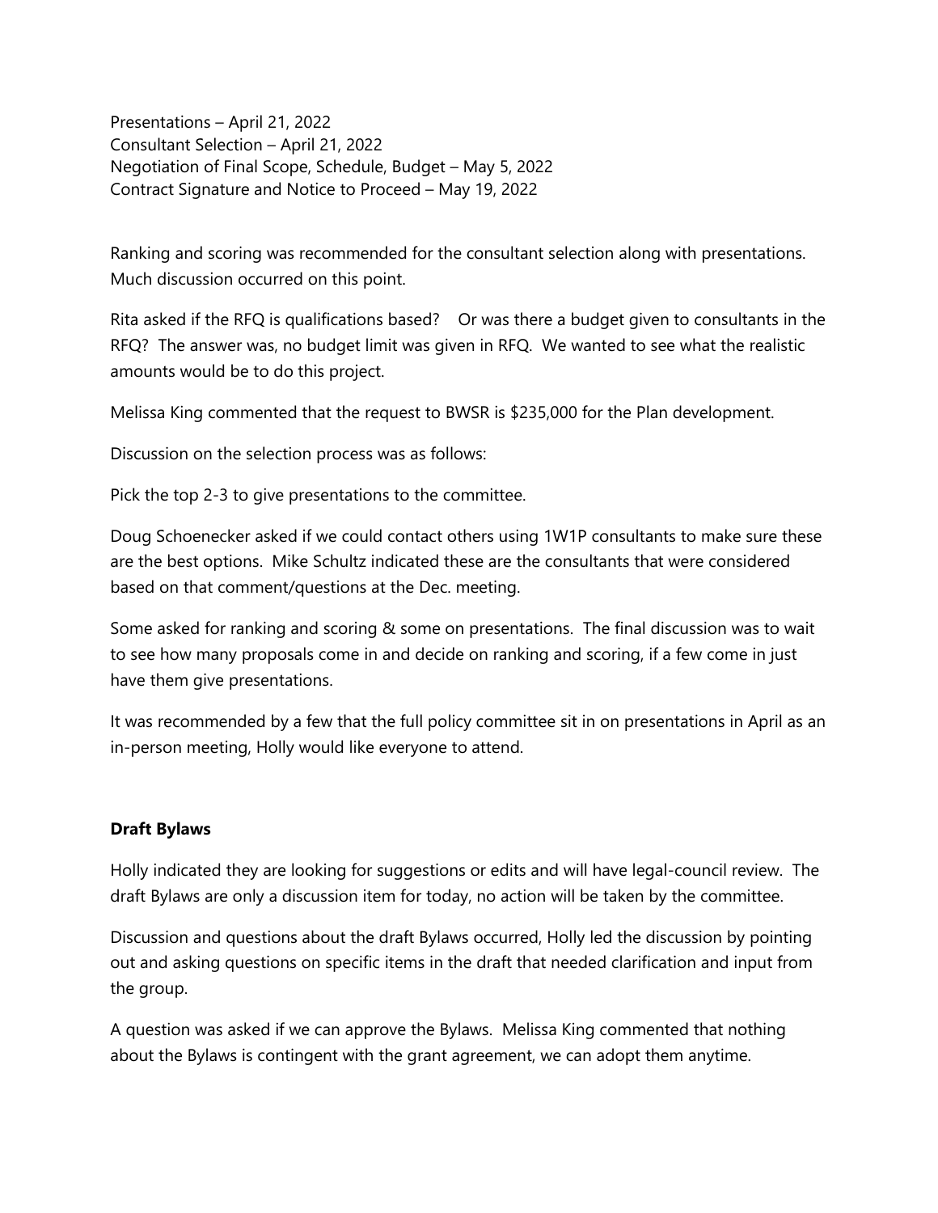Presentations – April 21, 2022
Consultant Selection – April 21, 2022
Negotiation of Final Scope, Schedule, Budget – May 5, 2022
Contract Signature and Notice to Proceed – May 19, 2022

Ranking and scoring was recommended for the consultant selection along with presentations. Much discussion occurred on this point.

Rita asked if the RFQ is qualifications based? Or was there a budget given to consultants in the RFQ? The answer was, no budget limit was given in RFQ. We wanted to see what the realistic amounts would be to do this project.

Melissa King commented that the request to BWSR is $235,000 for the Plan development.

Discussion on the selection process was as follows:

Pick the top 2-3 to give presentations to the committee.

Doug Schoenecker asked if we could contact others using 1W1P consultants to make sure these are the best options. Mike Schultz indicated these are the consultants that were considered based on that comment/questions at the Dec. meeting.

Some asked for ranking and scoring & some on presentations. The final discussion was to wait to see how many proposals come in and decide on ranking and scoring, if a few come in just have them give presentations.

It was recommended by a few that the full policy committee sit in on presentations in April as an in-person meeting, Holly would like everyone to attend.

**Draft Bylaws**

Holly indicated they are looking for suggestions or edits and will have legal-council review. The draft Bylaws are only a discussion item for today, no action will be taken by the committee.

Discussion and questions about the draft Bylaws occurred, Holly led the discussion by pointing out and asking questions on specific items in the draft that needed clarification and input from the group.

A question was asked if we can approve the Bylaws. Melissa King commented that nothing about the Bylaws is contingent with the grant agreement, we can adopt them anytime.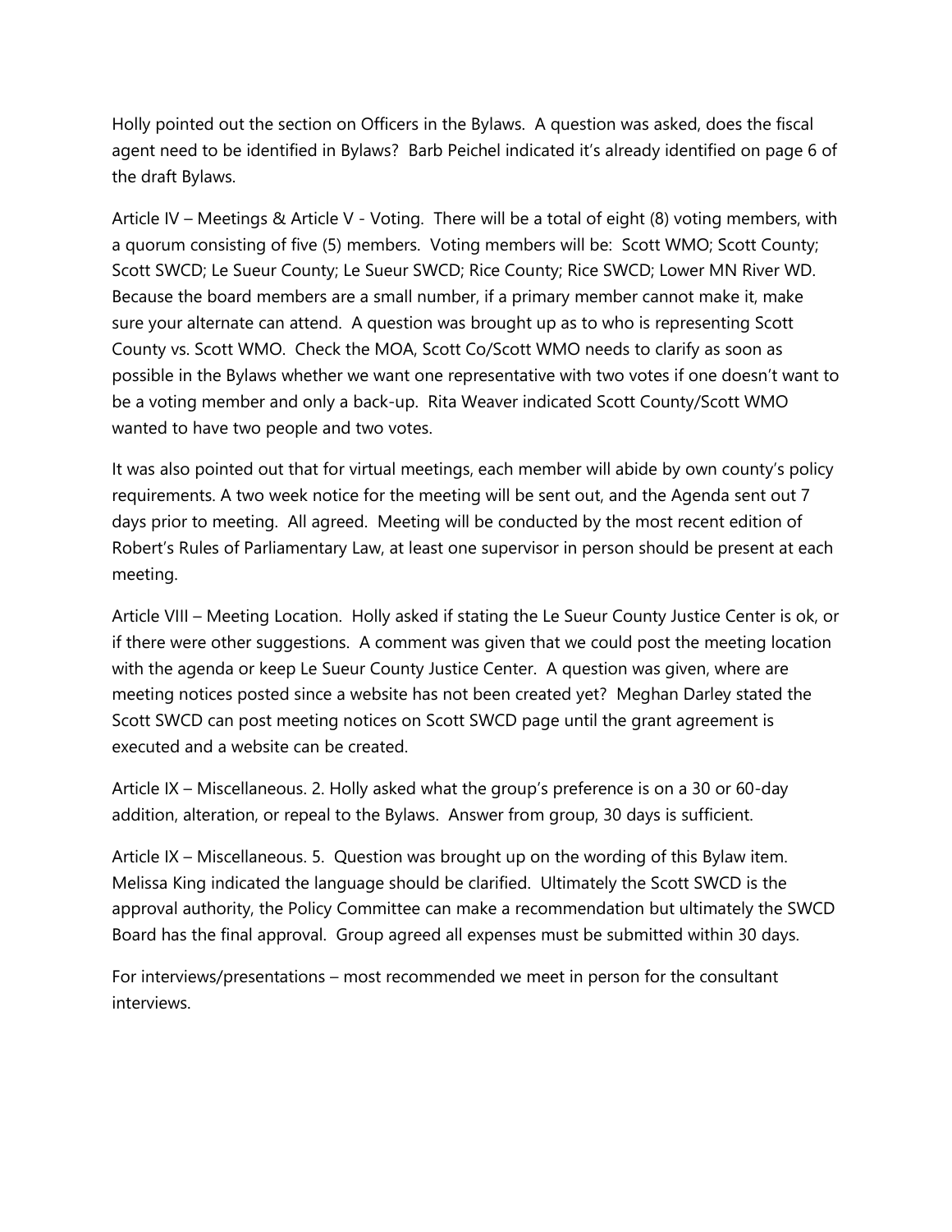Holly pointed out the section on Officers in the Bylaws. A question was asked, does the fiscal agent need to be identified in Bylaws? Barb Peichel indicated it's already identified on page 6 of the draft Bylaws.

Article IV – Meetings & Article V - Voting. There will be a total of eight (8) voting members, with a quorum consisting of five (5) members. Voting members will be: Scott WMO; Scott County; Scott SWCD; Le Sueur County; Le Sueur SWCD; Rice County; Rice SWCD; Lower MN River WD. Because the board members are a small number, if a primary member cannot make it, make sure your alternate can attend. A question was brought up as to who is representing Scott County vs. Scott WMO. Check the MOA, Scott Co/Scott WMO needs to clarify as soon as possible in the Bylaws whether we want one representative with two votes if one doesn't want to be a voting member and only a back-up. Rita Weaver indicated Scott County/Scott WMO wanted to have two people and two votes.

It was also pointed out that for virtual meetings, each member will abide by own county's policy requirements. A two week notice for the meeting will be sent out, and the Agenda sent out 7 days prior to meeting. All agreed. Meeting will be conducted by the most recent edition of Robert's Rules of Parliamentary Law, at least one supervisor in person should be present at each meeting.

Article VIII – Meeting Location. Holly asked if stating the Le Sueur County Justice Center is ok, or if there were other suggestions. A comment was given that we could post the meeting location with the agenda or keep Le Sueur County Justice Center. A question was given, where are meeting notices posted since a website has not been created yet? Meghan Darley stated the Scott SWCD can post meeting notices on Scott SWCD page until the grant agreement is executed and a website can be created.

Article IX – Miscellaneous. 2. Holly asked what the group's preference is on a 30 or 60-day addition, alteration, or repeal to the Bylaws. Answer from group, 30 days is sufficient.

Article IX – Miscellaneous. 5. Question was brought up on the wording of this Bylaw item. Melissa King indicated the language should be clarified. Ultimately the Scott SWCD is the approval authority, the Policy Committee can make a recommendation but ultimately the SWCD Board has the final approval. Group agreed all expenses must be submitted within 30 days.

For interviews/presentations – most recommended we meet in person for the consultant interviews.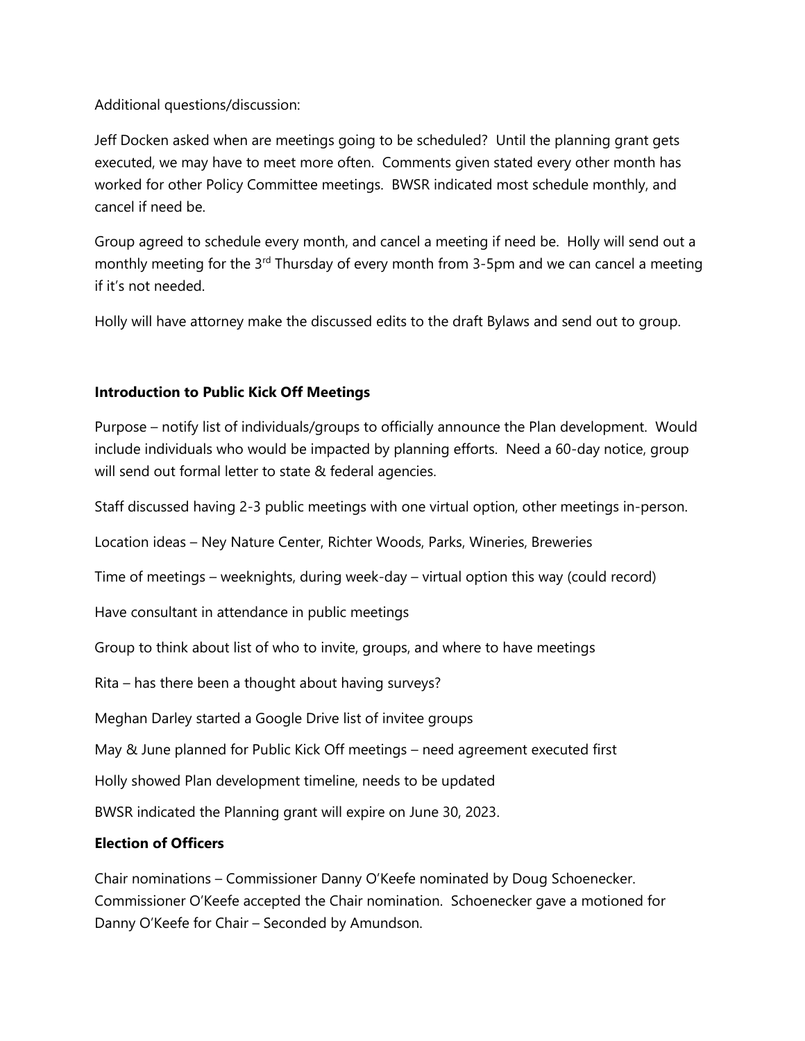Additional questions/discussion:

Jeff Docken asked when are meetings going to be scheduled? Until the planning grant gets executed, we may have to meet more often. Comments given stated every other month has worked for other Policy Committee meetings. BWSR indicated most schedule monthly, and cancel if need be.

Group agreed to schedule every month, and cancel a meeting if need be. Holly will send out a monthly meeting for the 3rd Thursday of every month from 3-5pm and we can cancel a meeting if it's not needed.

Holly will have attorney make the discussed edits to the draft Bylaws and send out to group.

**Introduction to Public Kick Off Meetings**

Purpose – notify list of individuals/groups to officially announce the Plan development. Would include individuals who would be impacted by planning efforts. Need a 60-day notice, group will send out formal letter to state & federal agencies.

Staff discussed having 2-3 public meetings with one virtual option, other meetings in-person.

Location ideas – Ney Nature Center, Richter Woods, Parks, Wineries, Breweries

Time of meetings – weeknights, during week-day – virtual option this way (could record)

Have consultant in attendance in public meetings

Group to think about list of who to invite, groups, and where to have meetings

Rita – has there been a thought about having surveys?

Meghan Darley started a Google Drive list of invitee groups

May & June planned for Public Kick Off meetings – need agreement executed first

Holly showed Plan development timeline, needs to be updated

BWSR indicated the Planning grant will expire on June 30, 2023.

**Election of Officers**

Chair nominations – Commissioner Danny O'Keefe nominated by Doug Schoenecker. Commissioner O'Keefe accepted the Chair nomination. Schoenecker gave a motioned for Danny O'Keefe for Chair – Seconded by Amundson.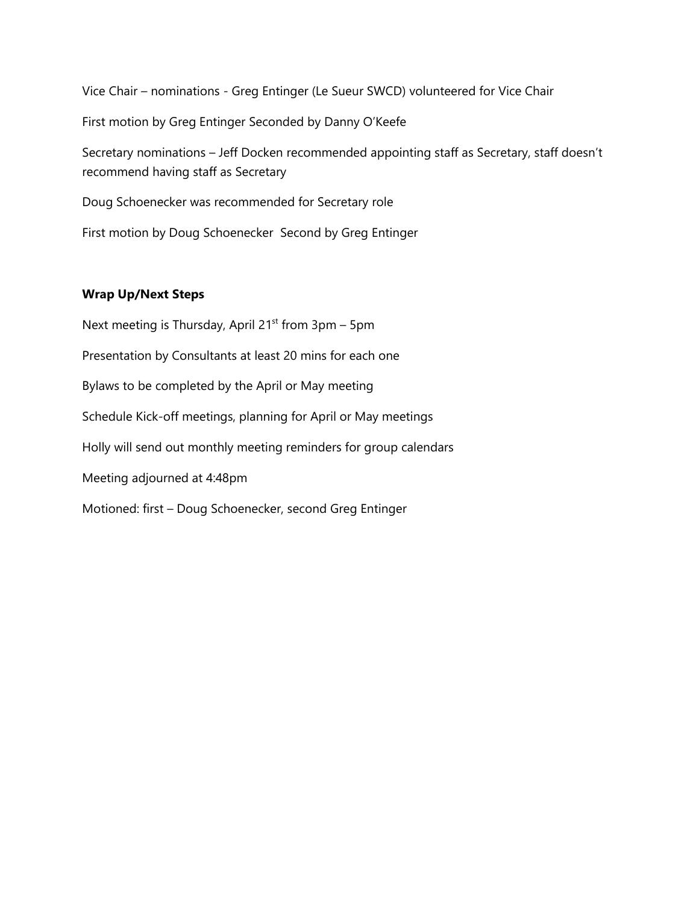Vice Chair – nominations - Greg Entinger (Le Sueur SWCD) volunteered for Vice Chair

First motion by Greg Entinger Seconded by Danny O'Keefe

Secretary nominations – Jeff Docken recommended appointing staff as Secretary, staff doesn't recommend having staff as Secretary

Doug Schoenecker was recommended for Secretary role

First motion by Doug Schoenecker Second by Greg Entinger

**Wrap Up/Next Steps**

Next meeting is Thursday, April 21st from 3pm – 5pm

Presentation by Consultants at least 20 mins for each one

Bylaws to be completed by the April or May meeting

Schedule Kick-off meetings, planning for April or May meetings

Holly will send out monthly meeting reminders for group calendars

Meeting adjourned at 4:48pm

Motioned: first – Doug Schoenecker, second Greg Entinger